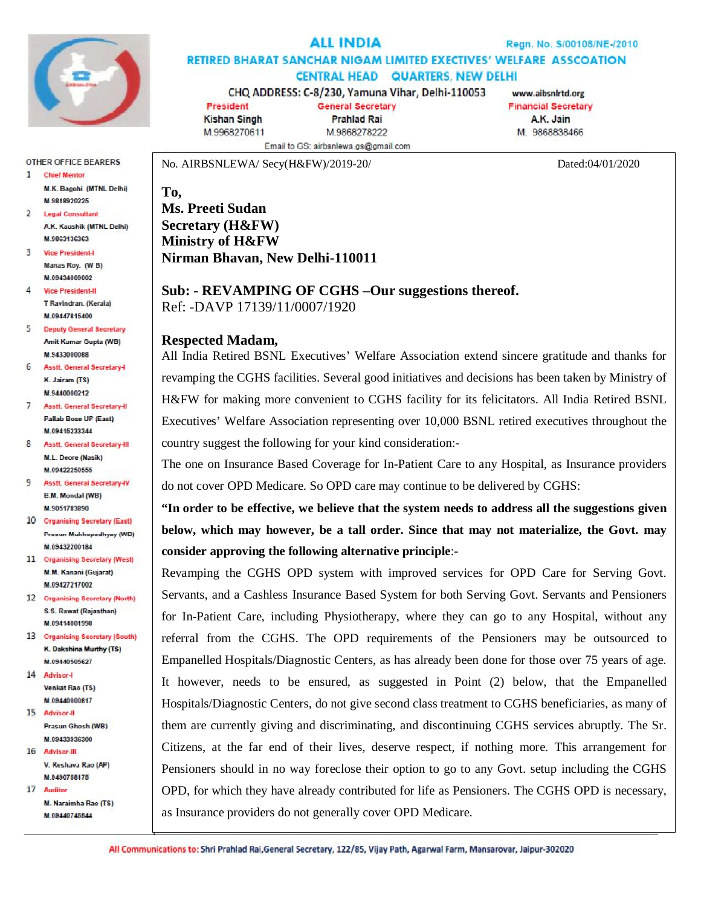# ALL INDIA

Regn. No. S/00108/NE-/2010

## RETIRED BHARAT SANCHAR NIGAM LIMITED EXECTIVES' WELFARE ASSCOATION

### CENTRAL HEAD QUARTERS, NEW DELHI

CHQ ADDRESS: C-8/230, Yamuna Vihar, Delhi-110053    www.aibsnlrtd.org

| President | General Secretary | Financial Secretary |
|---|---|---|
| Kishan Singh | Prahlad Rai | A.K. Jain |
| M.9968270611 | M.9868278222 | M. 9868838466 |

Email to GS: airbsnlewa.gs@gmail.com

OTHER OFFICE BEARERS

1. Chief Mentor – M.K. Bagchi (MTNL Delhi) M.9818920225
2. Legal Consultant – A.K. Kaushik (MTNL Delhi) M.9863136363
3. Vice President-I – Manas Roy. (W B) M.09434009002
4. Vice President-II – T Ravindran. (Kerala) M.09447815400
5. Deputy General Secretary – Amit Kumar Gupta (WB) M.9433000088
6. Asstt. General Secretary-I – K. Jairam (TS) M.9440000212
7. Asstt. General Secretary-II – Pallab Bose UP (East) M.09415233344
8. Asstt. General Secretary-III – M.L. Deore (Nasik) M.09422250555
9. Asstt. General Secretary-IV – B.M. Mondal (WB) M.9051783890
10. Organising Secretary (East) – Prasun Mukhopadhyay (WB) M.09432200184
11. Organising Secretary (West) – M.M. Kanani (Gujarat) M.09427217002
12. Organising Secretary (North) – S.S. Rawat (Rajasthan) M.09414001998
13. Organising Secretary (South) – K. Dakshina Murthy (TS) M.09440505627
14. Advisor-I – Venkat Rao (TS) M.09440000817
15. Advisor-II – Prasun Ghosh (WB) M.09433936300
16. Advisor-III – V. Keshava Rao (AP) M.9490758175
17. Auditor – M. Naraimha Rao (TS) M.09440745544

No. AIRBSNLEWA/ Secy(H&FW)/2019-20/    Dated:04/01/2020

**To,**
**Ms. Preeti Sudan**
**Secretary (H&FW)**
**Ministry of H&FW**
**Nirman Bhavan, New Delhi-110011**

**Sub: - REVAMPING OF CGHS –Our suggestions thereof.**
Ref: -DAVP 17139/11/0007/1920

**Respected Madam,**

All India Retired BSNL Executives' Welfare Association extend sincere gratitude and thanks for revamping the CGHS facilities. Several good initiatives and decisions has been taken by Ministry of H&FW for making more convenient to CGHS facility for its felicitators. All India Retired BSNL Executives' Welfare Association representing over 10,000 BSNL retired executives throughout the country suggest the following for your kind consideration:-

The one on Insurance Based Coverage for In-Patient Care to any Hospital, as Insurance providers do not cover OPD Medicare. So OPD care may continue to be delivered by CGHS:

**"In order to be effective, we believe that the system needs to address all the suggestions given below, which may however, be a tall order. Since that may not materialize, the Govt. may consider approving the following alternative principle**:-

Revamping the CGHS OPD system with improved services for OPD Care for Serving Govt. Servants, and a Cashless Insurance Based System for both Serving Govt. Servants and Pensioners for In-Patient Care, including Physiotherapy, where they can go to any Hospital, without any referral from the CGHS. The OPD requirements of the Pensioners may be outsourced to Empanelled Hospitals/Diagnostic Centers, as has already been done for those over 75 years of age. It however, needs to be ensured, as suggested in Point (2) below, that the Empanelled Hospitals/Diagnostic Centers, do not give second class treatment to CGHS beneficiaries, as many of them are currently giving and discriminating, and discontinuing CGHS services abruptly. The Sr. Citizens, at the far end of their lives, deserve respect, if nothing more. This arrangement for Pensioners should in no way foreclose their option to go to any Govt. setup including the CGHS OPD, for which they have already contributed for life as Pensioners. The CGHS OPD is necessary, as Insurance providers do not generally cover OPD Medicare.

All Communications to: Shri Prahlad Rai,General Secretary, 122/85, Vijay Path, Agarwal Farm, Mansarovar, Jaipur-302020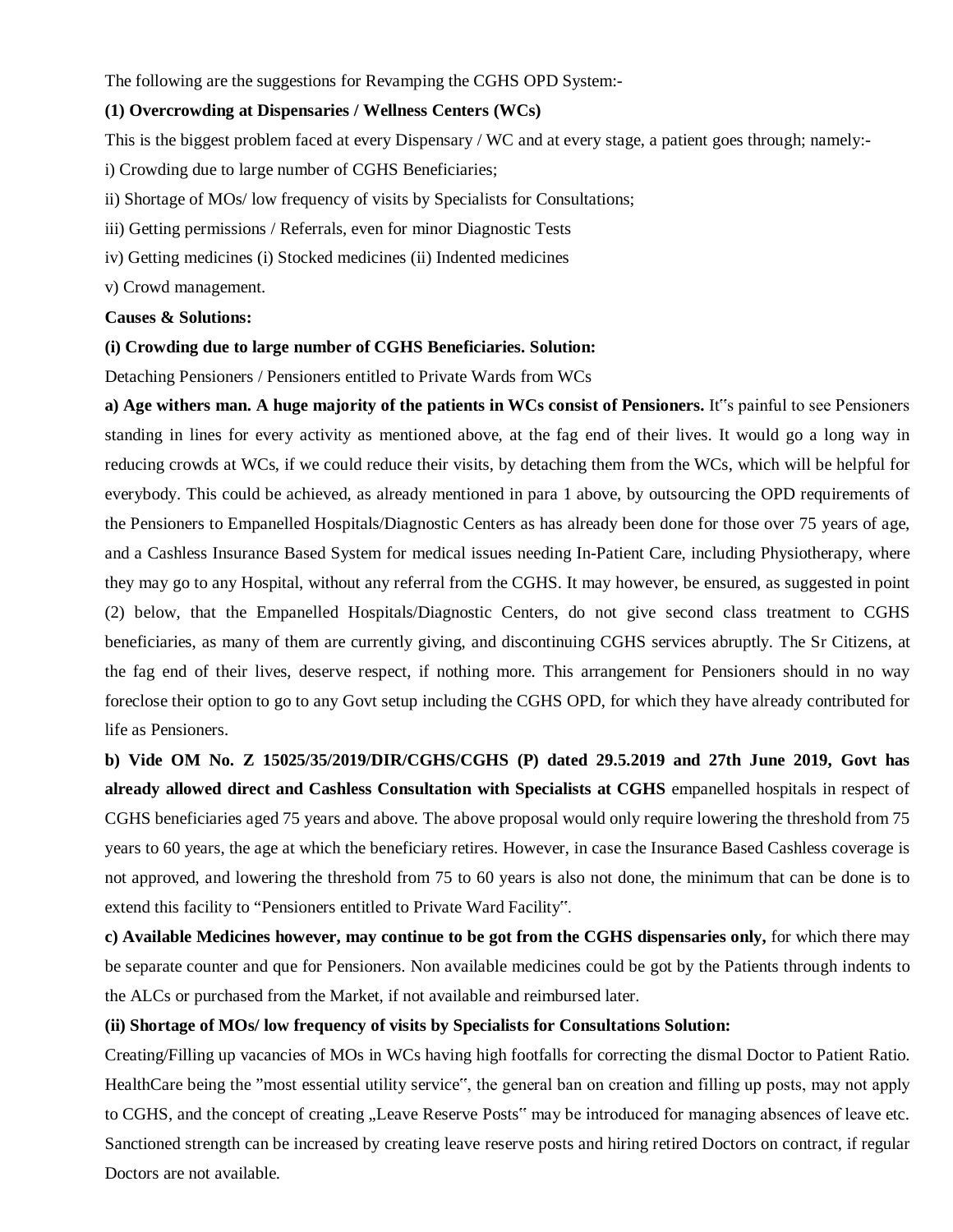The following are the suggestions for Revamping the CGHS OPD System:-

**(1) Overcrowding at Dispensaries / Wellness Centers (WCs)**

This is the biggest problem faced at every Dispensary / WC and at every stage, a patient goes through; namely:-

i) Crowding due to large number of CGHS Beneficiaries;

ii) Shortage of MOs/ low frequency of visits by Specialists for Consultations;

iii) Getting permissions / Referrals, even for minor Diagnostic Tests

iv) Getting medicines (i) Stocked medicines (ii) Indented medicines

v) Crowd management.

**Causes & Solutions:**

**(i) Crowding due to large number of CGHS Beneficiaries. Solution:**

Detaching Pensioners / Pensioners entitled to Private Wards from WCs

**a) Age withers man. A huge majority of the patients in WCs consist of Pensioners.** It"s painful to see Pensioners standing in lines for every activity as mentioned above, at the fag end of their lives. It would go a long way in reducing crowds at WCs, if we could reduce their visits, by detaching them from the WCs, which will be helpful for everybody. This could be achieved, as already mentioned in para 1 above, by outsourcing the OPD requirements of the Pensioners to Empanelled Hospitals/Diagnostic Centers as has already been done for those over 75 years of age, and a Cashless Insurance Based System for medical issues needing In-Patient Care, including Physiotherapy, where they may go to any Hospital, without any referral from the CGHS. It may however, be ensured, as suggested in point (2) below, that the Empanelled Hospitals/Diagnostic Centers, do not give second class treatment to CGHS beneficiaries, as many of them are currently giving, and discontinuing CGHS services abruptly. The Sr Citizens, at the fag end of their lives, deserve respect, if nothing more. This arrangement for Pensioners should in no way foreclose their option to go to any Govt setup including the CGHS OPD, for which they have already contributed for life as Pensioners.

**b) Vide OM No. Z 15025/35/2019/DIR/CGHS/CGHS (P) dated 29.5.2019 and 27th June 2019, Govt has already allowed direct and Cashless Consultation with Specialists at CGHS** empanelled hospitals in respect of CGHS beneficiaries aged 75 years and above. The above proposal would only require lowering the threshold from 75 years to 60 years, the age at which the beneficiary retires. However, in case the Insurance Based Cashless coverage is not approved, and lowering the threshold from 75 to 60 years is also not done, the minimum that can be done is to extend this facility to "Pensioners entitled to Private Ward Facility".

**c) Available Medicines however, may continue to be got from the CGHS dispensaries only,** for which there may be separate counter and que for Pensioners. Non available medicines could be got by the Patients through indents to the ALCs or purchased from the Market, if not available and reimbursed later.

**(ii) Shortage of MOs/ low frequency of visits by Specialists for Consultations Solution:**

Creating/Filling up vacancies of MOs in WCs having high footfalls for correcting the dismal Doctor to Patient Ratio. HealthCare being the "most essential utility service", the general ban on creation and filling up posts, may not apply to CGHS, and the concept of creating „Leave Reserve Posts" may be introduced for managing absences of leave etc. Sanctioned strength can be increased by creating leave reserve posts and hiring retired Doctors on contract, if regular Doctors are not available.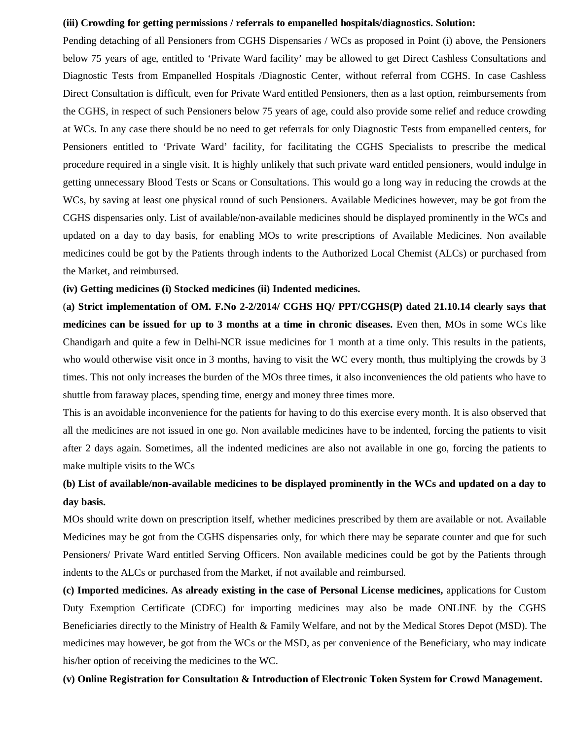**(iii) Crowding for getting permissions / referrals to empanelled hospitals/diagnostics. Solution:**

Pending detaching of all Pensioners from CGHS Dispensaries / WCs as proposed in Point (i) above, the Pensioners below 75 years of age, entitled to 'Private Ward facility' may be allowed to get Direct Cashless Consultations and Diagnostic Tests from Empanelled Hospitals /Diagnostic Center, without referral from CGHS. In case Cashless Direct Consultation is difficult, even for Private Ward entitled Pensioners, then as a last option, reimbursements from the CGHS, in respect of such Pensioners below 75 years of age, could also provide some relief and reduce crowding at WCs. In any case there should be no need to get referrals for only Diagnostic Tests from empanelled centers, for Pensioners entitled to 'Private Ward' facility, for facilitating the CGHS Specialists to prescribe the medical procedure required in a single visit. It is highly unlikely that such private ward entitled pensioners, would indulge in getting unnecessary Blood Tests or Scans or Consultations. This would go a long way in reducing the crowds at the WCs, by saving at least one physical round of such Pensioners. Available Medicines however, may be got from the CGHS dispensaries only. List of available/non-available medicines should be displayed prominently in the WCs and updated on a day to day basis, for enabling MOs to write prescriptions of Available Medicines. Non available medicines could be got by the Patients through indents to the Authorized Local Chemist (ALCs) or purchased from the Market, and reimbursed.

**(iv) Getting medicines (i) Stocked medicines (ii) Indented medicines.**

(**a) Strict implementation of OM. F.No 2-2/2014/ CGHS HQ/ PPT/CGHS(P) dated 21.10.14 clearly says that medicines can be issued for up to 3 months at a time in chronic diseases.** Even then, MOs in some WCs like Chandigarh and quite a few in Delhi-NCR issue medicines for 1 month at a time only. This results in the patients, who would otherwise visit once in 3 months, having to visit the WC every month, thus multiplying the crowds by 3 times. This not only increases the burden of the MOs three times, it also inconveniences the old patients who have to shuttle from faraway places, spending time, energy and money three times more.

This is an avoidable inconvenience for the patients for having to do this exercise every month. It is also observed that all the medicines are not issued in one go. Non available medicines have to be indented, forcing the patients to visit after 2 days again. Sometimes, all the indented medicines are also not available in one go, forcing the patients to make multiple visits to the WCs

**(b) List of available/non-available medicines to be displayed prominently in the WCs and updated on a day to day basis.**

MOs should write down on prescription itself, whether medicines prescribed by them are available or not. Available Medicines may be got from the CGHS dispensaries only, for which there may be separate counter and que for such Pensioners/ Private Ward entitled Serving Officers. Non available medicines could be got by the Patients through indents to the ALCs or purchased from the Market, if not available and reimbursed.

**(c) Imported medicines. As already existing in the case of Personal License medicines,** applications for Custom Duty Exemption Certificate (CDEC) for importing medicines may also be made ONLINE by the CGHS Beneficiaries directly to the Ministry of Health & Family Welfare, and not by the Medical Stores Depot (MSD). The medicines may however, be got from the WCs or the MSD, as per convenience of the Beneficiary, who may indicate his/her option of receiving the medicines to the WC.

**(v) Online Registration for Consultation & Introduction of Electronic Token System for Crowd Management.**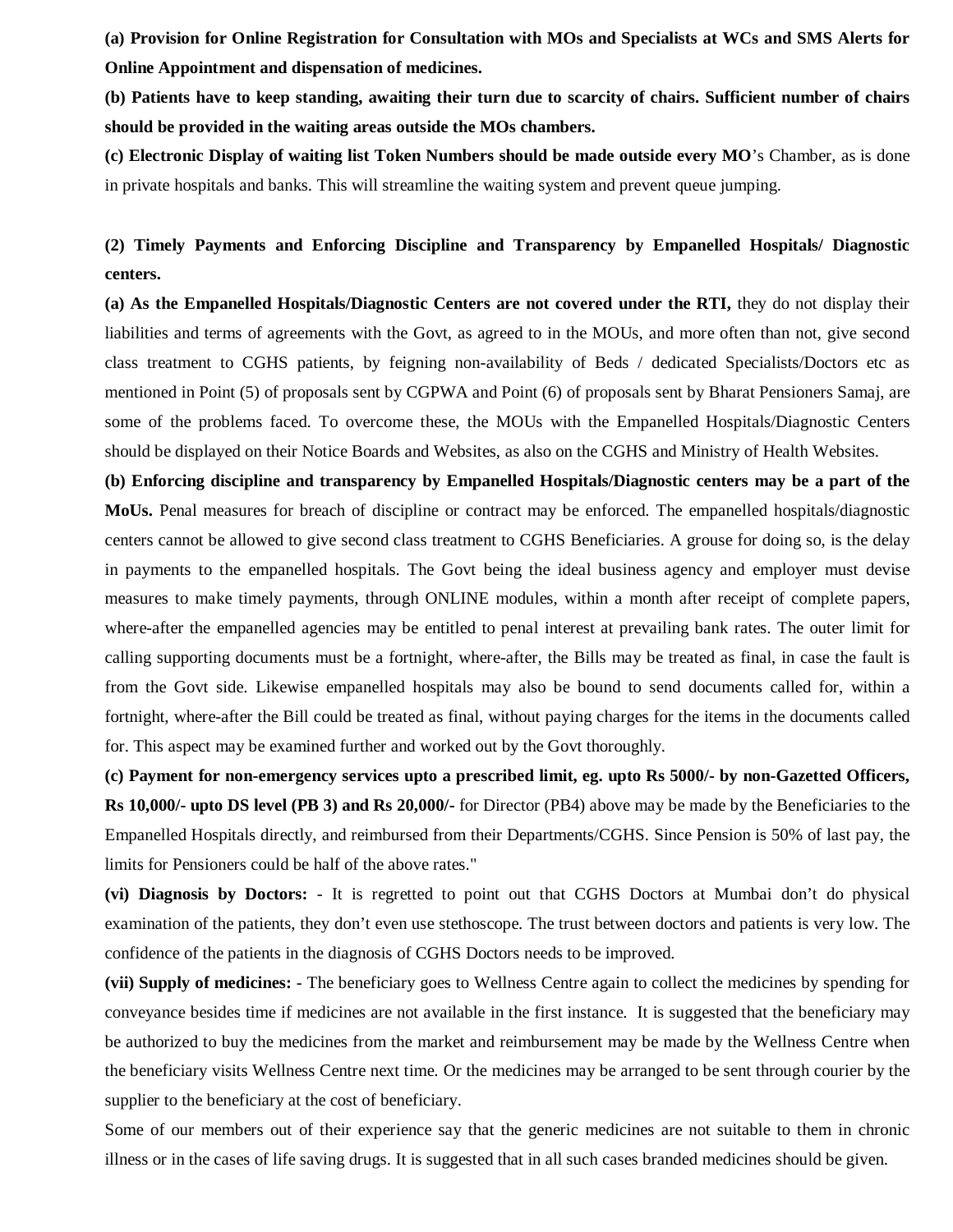**(a) Provision for Online Registration for Consultation with MOs and Specialists at WCs and SMS Alerts for Online Appointment and dispensation of medicines.**

**(b) Patients have to keep standing, awaiting their turn due to scarcity of chairs. Sufficient number of chairs should be provided in the waiting areas outside the MOs chambers.**

**(c) Electronic Display of waiting list Token Numbers should be made outside every MO**'s Chamber, as is done in private hospitals and banks. This will streamline the waiting system and prevent queue jumping.

**(2) Timely Payments and Enforcing Discipline and Transparency by Empanelled Hospitals/ Diagnostic centers.**

**(a) As the Empanelled Hospitals/Diagnostic Centers are not covered under the RTI,** they do not display their liabilities and terms of agreements with the Govt, as agreed to in the MOUs, and more often than not, give second class treatment to CGHS patients, by feigning non-availability of Beds / dedicated Specialists/Doctors etc as mentioned in Point (5) of proposals sent by CGPWA and Point (6) of proposals sent by Bharat Pensioners Samaj, are some of the problems faced. To overcome these, the MOUs with the Empanelled Hospitals/Diagnostic Centers should be displayed on their Notice Boards and Websites, as also on the CGHS and Ministry of Health Websites.

**(b) Enforcing discipline and transparency by Empanelled Hospitals/Diagnostic centers may be a part of the MoUs.** Penal measures for breach of discipline or contract may be enforced. The empanelled hospitals/diagnostic centers cannot be allowed to give second class treatment to CGHS Beneficiaries. A grouse for doing so, is the delay in payments to the empanelled hospitals. The Govt being the ideal business agency and employer must devise measures to make timely payments, through ONLINE modules, within a month after receipt of complete papers, where-after the empanelled agencies may be entitled to penal interest at prevailing bank rates. The outer limit for calling supporting documents must be a fortnight, where-after, the Bills may be treated as final, in case the fault is from the Govt side. Likewise empanelled hospitals may also be bound to send documents called for, within a fortnight, where-after the Bill could be treated as final, without paying charges for the items in the documents called for. This aspect may be examined further and worked out by the Govt thoroughly.

**(c) Payment for non-emergency services upto a prescribed limit, eg. upto Rs 5000/- by non-Gazetted Officers, Rs 10,000/- upto DS level (PB 3) and Rs 20,000/-** for Director (PB4) above may be made by the Beneficiaries to the Empanelled Hospitals directly, and reimbursed from their Departments/CGHS. Since Pension is 50% of last pay, the limits for Pensioners could be half of the above rates."

**(vi) Diagnosis by Doctors:** - It is regretted to point out that CGHS Doctors at Mumbai don't do physical examination of the patients, they don't even use stethoscope. The trust between doctors and patients is very low. The confidence of the patients in the diagnosis of CGHS Doctors needs to be improved.

**(vii) Supply of medicines:** - The beneficiary goes to Wellness Centre again to collect the medicines by spending for conveyance besides time if medicines are not available in the first instance. It is suggested that the beneficiary may be authorized to buy the medicines from the market and reimbursement may be made by the Wellness Centre when the beneficiary visits Wellness Centre next time. Or the medicines may be arranged to be sent through courier by the supplier to the beneficiary at the cost of beneficiary.

Some of our members out of their experience say that the generic medicines are not suitable to them in chronic illness or in the cases of life saving drugs. It is suggested that in all such cases branded medicines should be given.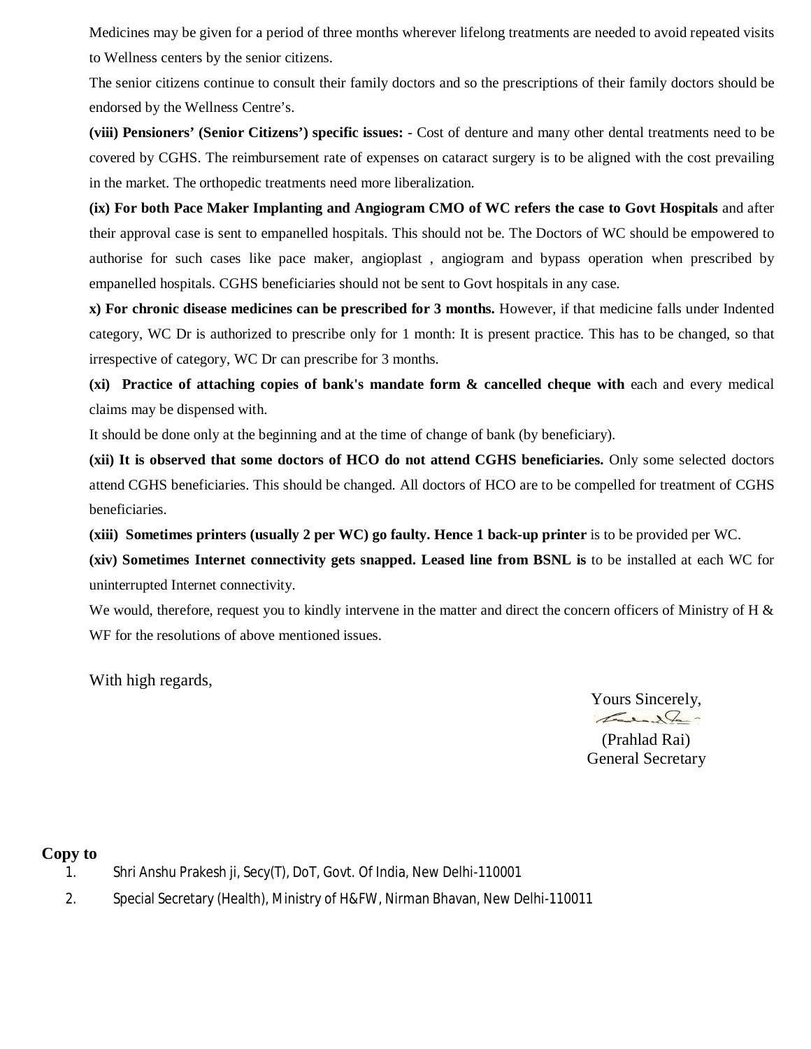Medicines may be given for a period of three months wherever lifelong treatments are needed to avoid repeated visits to Wellness centers by the senior citizens.

The senior citizens continue to consult their family doctors and so the prescriptions of their family doctors should be endorsed by the Wellness Centre's.

**(viii) Pensioners' (Senior Citizens') specific issues:** - Cost of denture and many other dental treatments need to be covered by CGHS. The reimbursement rate of expenses on cataract surgery is to be aligned with the cost prevailing in the market. The orthopedic treatments need more liberalization.

**(ix) For both Pace Maker Implanting and Angiogram CMO of WC refers the case to Govt Hospitals** and after their approval case is sent to empanelled hospitals. This should not be. The Doctors of WC should be empowered to authorise for such cases like pace maker, angioplast , angiogram and bypass operation when prescribed by empanelled hospitals. CGHS beneficiaries should not be sent to Govt hospitals in any case.

**x) For chronic disease medicines can be prescribed for 3 months.** However, if that medicine falls under Indented category, WC Dr is authorized to prescribe only for 1 month: It is present practice. This has to be changed, so that irrespective of category, WC Dr can prescribe for 3 months.

**(xi) Practice of attaching copies of bank's mandate form & cancelled cheque with** each and every medical claims may be dispensed with.

It should be done only at the beginning and at the time of change of bank (by beneficiary).

**(xii) It is observed that some doctors of HCO do not attend CGHS beneficiaries.** Only some selected doctors attend CGHS beneficiaries. This should be changed. All doctors of HCO are to be compelled for treatment of CGHS beneficiaries.

**(xiii) Sometimes printers (usually 2 per WC) go faulty. Hence 1 back-up printer** is to be provided per WC.

**(xiv) Sometimes Internet connectivity gets snapped. Leased line from BSNL is** to be installed at each WC for uninterrupted Internet connectivity.

We would, therefore, request you to kindly intervene in the matter and direct the concern officers of Ministry of H & WF for the resolutions of above mentioned issues.

With high regards,

Yours Sincerely,

(Prahlad Rai)
General Secretary

**Copy to**

1. Shri Anshu Prakesh ji, Secy(T), DoT, Govt. Of India, New Delhi-110001
2. Special Secretary (Health), Ministry of H&FW, Nirman Bhavan, New Delhi-110011